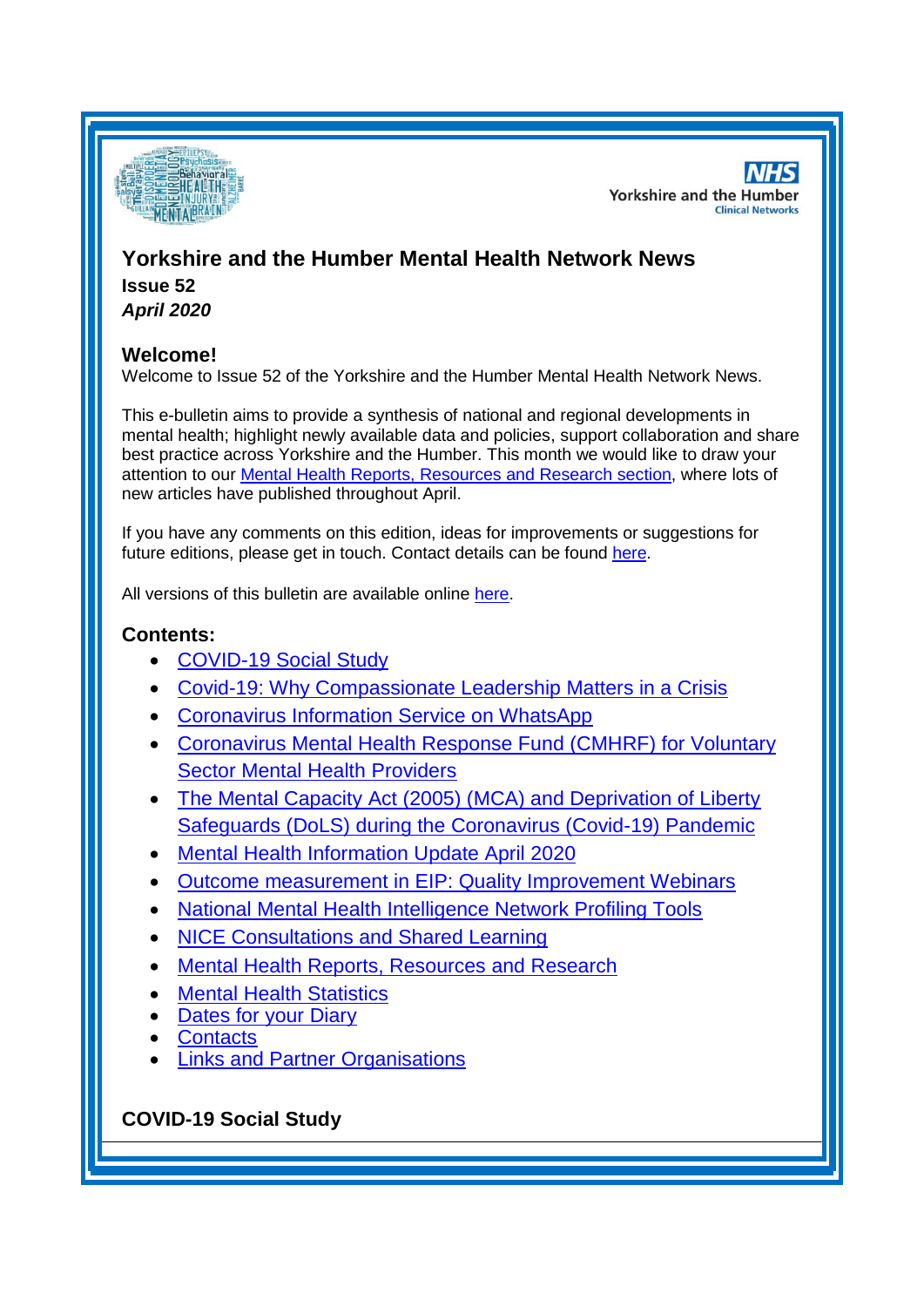# Yorkshire and the Humber Mental Health Network News

**Issue 52**

***April 2020***

## Welcome!

Welcome to Issue 52 of the Yorkshire and the Humber Mental Health Network News.

This e-bulletin aims to provide a synthesis of national and regional developments in mental health; highlight newly available data and policies, support collaboration and share best practice across Yorkshire and the Humber. This month we would like to draw your attention to our Mental Health Reports, Resources and Research section, where lots of new articles have published throughout April.

If you have any comments on this edition, ideas for improvements or suggestions for future editions, please get in touch. Contact details can be found here.

All versions of this bulletin are available online here.

## Contents:

- COVID-19 Social Study
- Covid-19: Why Compassionate Leadership Matters in a Crisis
- Coronavirus Information Service on WhatsApp
- Coronavirus Mental Health Response Fund (CMHRF) for Voluntary Sector Mental Health Providers
- The Mental Capacity Act (2005) (MCA) and Deprivation of Liberty Safeguards (DoLS) during the Coronavirus (Covid-19) Pandemic
- Mental Health Information Update April 2020
- Outcome measurement in EIP: Quality Improvement Webinars
- National Mental Health Intelligence Network Profiling Tools
- NICE Consultations and Shared Learning
- Mental Health Reports, Resources and Research
- Mental Health Statistics
- Dates for your Diary
- Contacts
- Links and Partner Organisations

## COVID-19 Social Study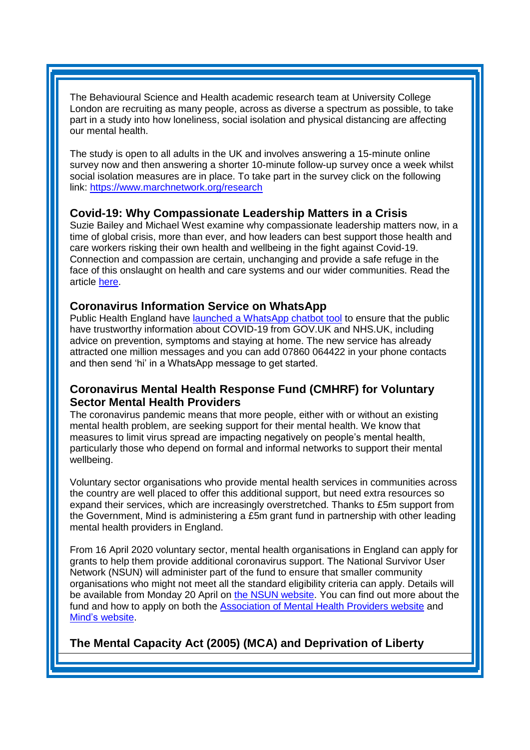The Behavioural Science and Health academic research team at University College London are recruiting as many people, across as diverse a spectrum as possible, to take part in a study into how loneliness, social isolation and physical distancing are affecting our mental health.

The study is open to all adults in the UK and involves answering a 15-minute online survey now and then answering a shorter 10-minute follow-up survey once a week whilst social isolation measures are in place. To take part in the survey click on the following link: [https://www.marchnetwork.org/research](https://www.marchnetwork.org/research)

### Covid-19: Why Compassionate Leadership Matters in a Crisis

Suzie Bailey and Michael West examine why compassionate leadership matters now, in a time of global crisis, more than ever, and how leaders can best support those health and care workers risking their own health and wellbeing in the fight against Covid-19. Connection and compassion are certain, unchanging and provide a safe refuge in the face of this onslaught on health and care systems and our wider communities. Read the article here.

### Coronavirus Information Service on WhatsApp

Public Health England have launched a WhatsApp chatbot tool to ensure that the public have trustworthy information about COVID-19 from GOV.UK and NHS.UK, including advice on prevention, symptoms and staying at home. The new service has already attracted one million messages and you can add 07860 064422 in your phone contacts and then send 'hi' in a WhatsApp message to get started.

### Coronavirus Mental Health Response Fund (CMHRF) for Voluntary Sector Mental Health Providers

The coronavirus pandemic means that more people, either with or without an existing mental health problem, are seeking support for their mental health. We know that measures to limit virus spread are impacting negatively on people's mental health, particularly those who depend on formal and informal networks to support their mental wellbeing.

Voluntary sector organisations who provide mental health services in communities across the country are well placed to offer this additional support, but need extra resources so expand their services, which are increasingly overstretched. Thanks to £5m support from the Government, Mind is administering a £5m grant fund in partnership with other leading mental health providers in England.

From 16 April 2020 voluntary sector, mental health organisations in England can apply for grants to help them provide additional coronavirus support. The National Survivor User Network (NSUN) will administer part of the fund to ensure that smaller community organisations who might not meet all the standard eligibility criteria can apply. Details will be available from Monday 20 April on the NSUN website. You can find out more about the fund and how to apply on both the Association of Mental Health Providers website and Mind's website.

### The Mental Capacity Act (2005) (MCA) and Deprivation of Liberty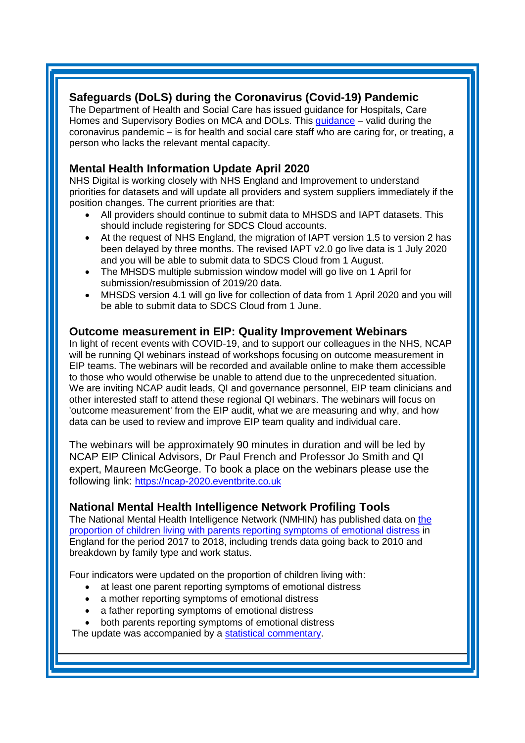## Safeguards (DoLS) during the Coronavirus (Covid-19) Pandemic

The Department of Health and Social Care has issued guidance for Hospitals, Care Homes and Supervisory Bodies on MCA and DOLs. This [guidance]() – valid during the coronavirus pandemic – is for health and social care staff who are caring for, or treating, a person who lacks the relevant mental capacity.

## Mental Health Information Update April 2020

NHS Digital is working closely with NHS England and Improvement to understand priorities for datasets and will update all providers and system suppliers immediately if the position changes. The current priorities are that:

- All providers should continue to submit data to MHSDS and IAPT datasets. This should include registering for SDCS Cloud accounts.
- At the request of NHS England, the migration of IAPT version 1.5 to version 2 has been delayed by three months. The revised IAPT v2.0 go live data is 1 July 2020 and you will be able to submit data to SDCS Cloud from 1 August.
- The MHSDS multiple submission window model will go live on 1 April for submission/resubmission of 2019/20 data.
- MHSDS version 4.1 will go live for collection of data from 1 April 2020 and you will be able to submit data to SDCS Cloud from 1 June.

## Outcome measurement in EIP: Quality Improvement Webinars

In light of recent events with COVID-19, and to support our colleagues in the NHS, NCAP will be running QI webinars instead of workshops focusing on outcome measurement in EIP teams. The webinars will be recorded and available online to make them accessible to those who would otherwise be unable to attend due to the unprecedented situation. We are inviting NCAP audit leads, QI and governance personnel, EIP team clinicians and other interested staff to attend these regional QI webinars. The webinars will focus on 'outcome measurement' from the EIP audit, what we are measuring and why, and how data can be used to review and improve EIP team quality and individual care.

The webinars will be approximately 90 minutes in duration and will be led by NCAP EIP Clinical Advisors, Dr Paul French and Professor Jo Smith and QI expert, Maureen McGeorge. To book a place on the webinars please use the following link: [https://ncap-2020.eventbrite.co.uk](https://ncap-2020.eventbrite.co.uk)

## National Mental Health Intelligence Network Profiling Tools

The National Mental Health Intelligence Network (NMHIN) has published data on [the proportion of children living with parents reporting symptoms of emotional distress]() in England for the period 2017 to 2018, including trends data going back to 2010 and breakdown by family type and work status.

Four indicators were updated on the proportion of children living with:

- at least one parent reporting symptoms of emotional distress
- a mother reporting symptoms of emotional distress
- a father reporting symptoms of emotional distress
- both parents reporting symptoms of emotional distress

The update was accompanied by a [statistical commentary]().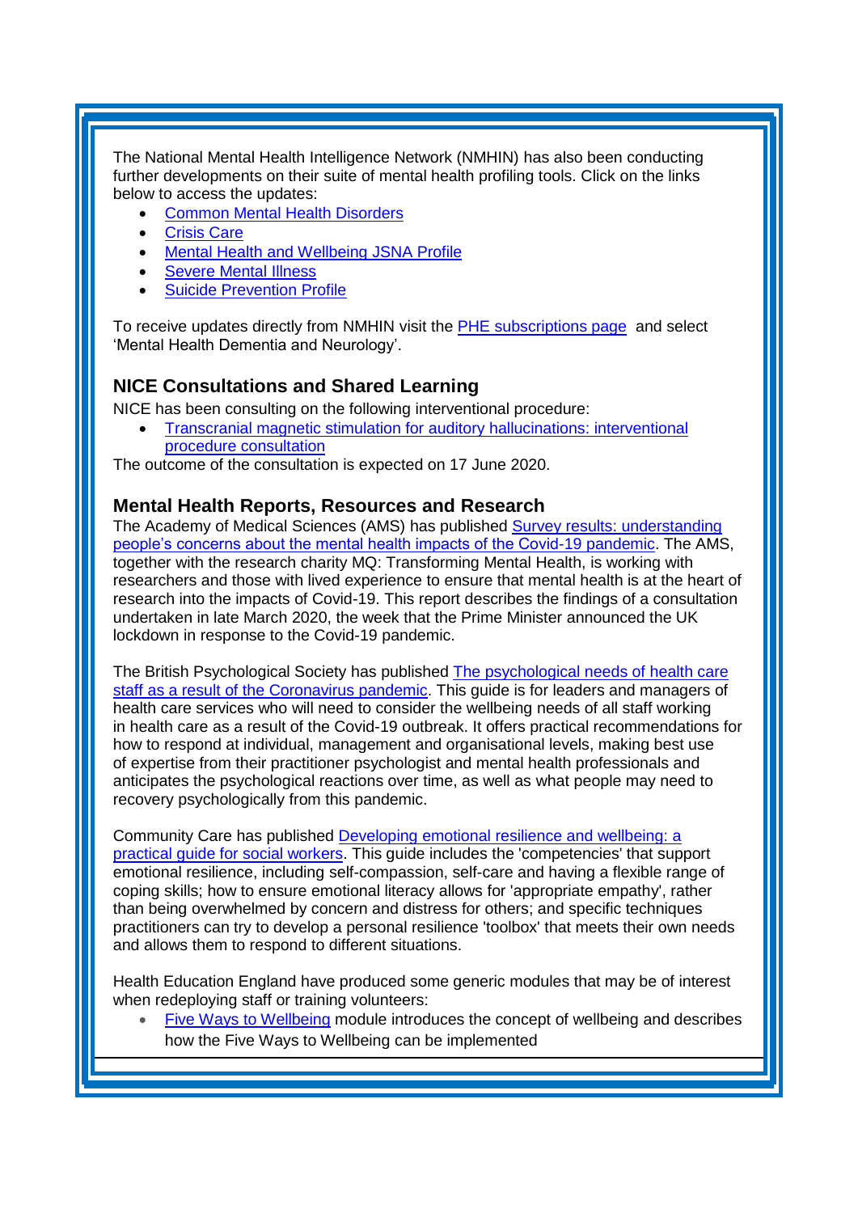The National Mental Health Intelligence Network (NMHIN) has also been conducting further developments on their suite of mental health profiling tools. Click on the links below to access the updates:

- Common Mental Health Disorders
- Crisis Care
- Mental Health and Wellbeing JSNA Profile
- Severe Mental Illness
- Suicide Prevention Profile

To receive updates directly from NMHIN visit the PHE subscriptions page and select 'Mental Health Dementia and Neurology'.

## NICE Consultations and Shared Learning

NICE has been consulting on the following interventional procedure:

- Transcranial magnetic stimulation for auditory hallucinations: interventional procedure consultation

The outcome of the consultation is expected on 17 June 2020.

## Mental Health Reports, Resources and Research

The Academy of Medical Sciences (AMS) has published Survey results: understanding people's concerns about the mental health impacts of the Covid-19 pandemic. The AMS, together with the research charity MQ: Transforming Mental Health, is working with researchers and those with lived experience to ensure that mental health is at the heart of research into the impacts of Covid-19. This report describes the findings of a consultation undertaken in late March 2020, the week that the Prime Minister announced the UK lockdown in response to the Covid-19 pandemic.

The British Psychological Society has published The psychological needs of health care staff as a result of the Coronavirus pandemic. This guide is for leaders and managers of health care services who will need to consider the wellbeing needs of all staff working in health care as a result of the Covid-19 outbreak. It offers practical recommendations for how to respond at individual, management and organisational levels, making best use of expertise from their practitioner psychologist and mental health professionals and anticipates the psychological reactions over time, as well as what people may need to recovery psychologically from this pandemic.

Community Care has published Developing emotional resilience and wellbeing: a practical guide for social workers. This guide includes the 'competencies' that support emotional resilience, including self-compassion, self-care and having a flexible range of coping skills; how to ensure emotional literacy allows for 'appropriate empathy', rather than being overwhelmed by concern and distress for others; and specific techniques practitioners can try to develop a personal resilience 'toolbox' that meets their own needs and allows them to respond to different situations.

Health Education England have produced some generic modules that may be of interest when redeploying staff or training volunteers:

- Five Ways to Wellbeing module introduces the concept of wellbeing and describes how the Five Ways to Wellbeing can be implemented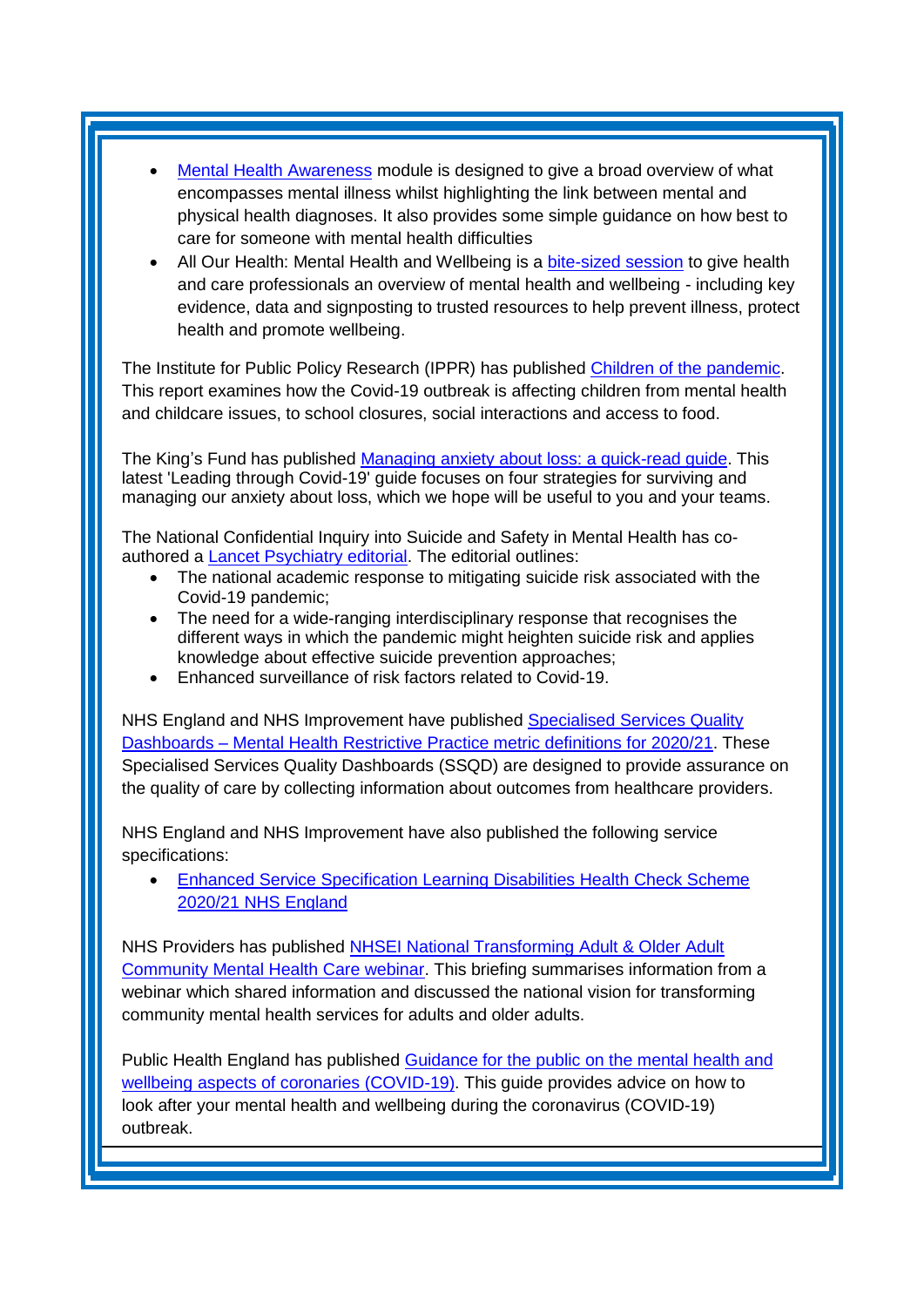- Mental Health Awareness module is designed to give a broad overview of what encompasses mental illness whilst highlighting the link between mental and physical health diagnoses. It also provides some simple guidance on how best to care for someone with mental health difficulties
- All Our Health: Mental Health and Wellbeing is a bite-sized session to give health and care professionals an overview of mental health and wellbeing - including key evidence, data and signposting to trusted resources to help prevent illness, protect health and promote wellbeing.

The Institute for Public Policy Research (IPPR) has published Children of the pandemic. This report examines how the Covid-19 outbreak is affecting children from mental health and childcare issues, to school closures, social interactions and access to food.

The King's Fund has published Managing anxiety about loss: a quick-read guide. This latest 'Leading through Covid-19' guide focuses on four strategies for surviving and managing our anxiety about loss, which we hope will be useful to you and your teams.

The National Confidential Inquiry into Suicide and Safety in Mental Health has co-authored a Lancet Psychiatry editorial. The editorial outlines:

- The national academic response to mitigating suicide risk associated with the Covid-19 pandemic;
- The need for a wide-ranging interdisciplinary response that recognises the different ways in which the pandemic might heighten suicide risk and applies knowledge about effective suicide prevention approaches;
- Enhanced surveillance of risk factors related to Covid-19.

NHS England and NHS Improvement have published Specialised Services Quality Dashboards – Mental Health Restrictive Practice metric definitions for 2020/21. These Specialised Services Quality Dashboards (SSQD) are designed to provide assurance on the quality of care by collecting information about outcomes from healthcare providers.

NHS England and NHS Improvement have also published the following service specifications:

- Enhanced Service Specification Learning Disabilities Health Check Scheme 2020/21 NHS England

NHS Providers has published NHSEI National Transforming Adult & Older Adult Community Mental Health Care webinar. This briefing summarises information from a webinar which shared information and discussed the national vision for transforming community mental health services for adults and older adults.

Public Health England has published Guidance for the public on the mental health and wellbeing aspects of coronaries (COVID-19). This guide provides advice on how to look after your mental health and wellbeing during the coronavirus (COVID-19) outbreak.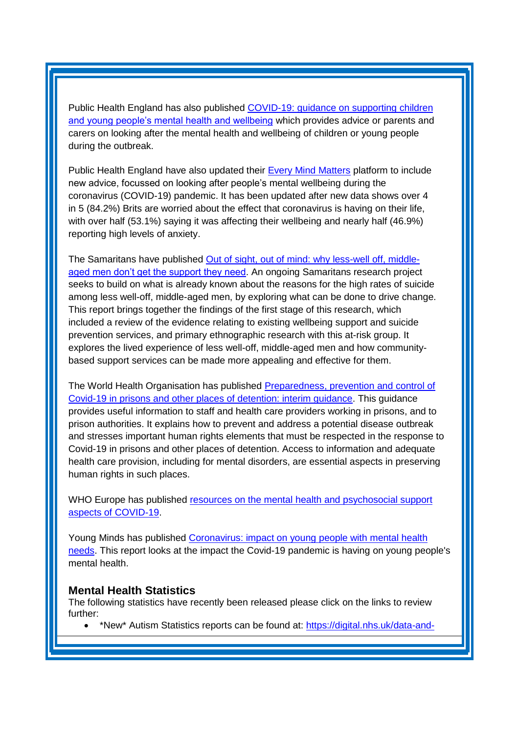Public Health England has also published [COVID-19: guidance on supporting children and young people's mental health and wellbeing](#) which provides advice or parents and carers on looking after the mental health and wellbeing of children or young people during the outbreak.

Public Health England have also updated their [Every Mind Matters](#) platform to include new advice, focussed on looking after people's mental wellbeing during the coronavirus (COVID-19) pandemic. It has been updated after new data shows over 4 in 5 (84.2%) Brits are worried about the effect that coronavirus is having on their life, with over half (53.1%) saying it was affecting their wellbeing and nearly half (46.9%) reporting high levels of anxiety.

The Samaritans have published [Out of sight, out of mind: why less-well off, middle-aged men don't get the support they need](#). An ongoing Samaritans research project seeks to build on what is already known about the reasons for the high rates of suicide among less well-off, middle-aged men, by exploring what can be done to drive change. This report brings together the findings of the first stage of this research, which included a review of the evidence relating to existing wellbeing support and suicide prevention services, and primary ethnographic research with this at-risk group. It explores the lived experience of less well-off, middle-aged men and how community-based support services can be made more appealing and effective for them.

The World Health Organisation has published [Preparedness, prevention and control of Covid-19 in prisons and other places of detention: interim guidance](#). This guidance provides useful information to staff and health care providers working in prisons, and to prison authorities. It explains how to prevent and address a potential disease outbreak and stresses important human rights elements that must be respected in the response to Covid-19 in prisons and other places of detention. Access to information and adequate health care provision, including for mental disorders, are essential aspects in preserving human rights in such places.

WHO Europe has published [resources on the mental health and psychosocial support aspects of COVID-19](#).

Young Minds has published [Coronavirus: impact on young people with mental health needs](#). This report looks at the impact the Covid-19 pandemic is having on young people's mental health.

### Mental Health Statistics

The following statistics have recently been released please click on the links to review further:

- *New* Autism Statistics reports can be found at: https://digital.nhs.uk/data-and-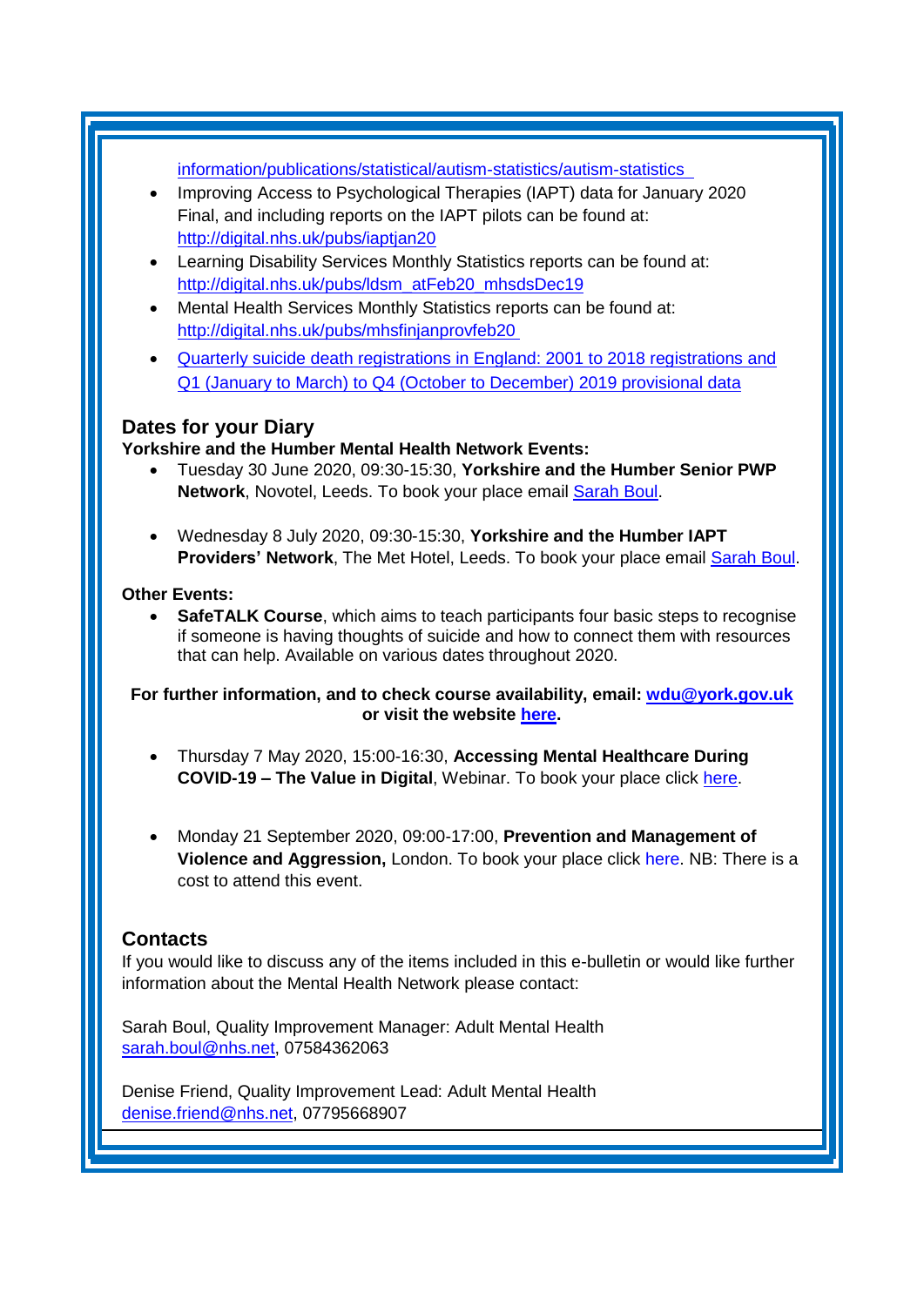information/publications/statistical/autism-statistics/autism-statistics

- Improving Access to Psychological Therapies (IAPT) data for January 2020 Final, and including reports on the IAPT pilots can be found at: http://digital.nhs.uk/pubs/iaptjan20
- Learning Disability Services Monthly Statistics reports can be found at: http://digital.nhs.uk/pubs/ldsm_atFeb20_mhsdsDec19
- Mental Health Services Monthly Statistics reports can be found at: http://digital.nhs.uk/pubs/mhsfinjanprovfeb20
- Quarterly suicide death registrations in England: 2001 to 2018 registrations and Q1 (January to March) to Q4 (October to December) 2019 provisional data

## Dates for your Diary

**Yorkshire and the Humber Mental Health Network Events:**

- Tuesday 30 June 2020, 09:30-15:30, **Yorkshire and the Humber Senior PWP Network**, Novotel, Leeds. To book your place email Sarah Boul.
- Wednesday 8 July 2020, 09:30-15:30, **Yorkshire and the Humber IAPT Providers' Network**, The Met Hotel, Leeds. To book your place email Sarah Boul.

**Other Events:**

- **SafeTALK Course**, which aims to teach participants four basic steps to recognise if someone is having thoughts of suicide and how to connect them with resources that can help. Available on various dates throughout 2020.

**For further information, and to check course availability, email: wdu@york.gov.uk or visit the website here.**

- Thursday 7 May 2020, 15:00-16:30, **Accessing Mental Healthcare During COVID-19 – The Value in Digital**, Webinar. To book your place click here.
- Monday 21 September 2020, 09:00-17:00, **Prevention and Management of Violence and Aggression,** London. To book your place click here. NB: There is a cost to attend this event.

## Contacts

If you would like to discuss any of the items included in this e-bulletin or would like further information about the Mental Health Network please contact:

Sarah Boul, Quality Improvement Manager: Adult Mental Health
sarah.boul@nhs.net, 07584362063

Denise Friend, Quality Improvement Lead: Adult Mental Health
denise.friend@nhs.net, 07795668907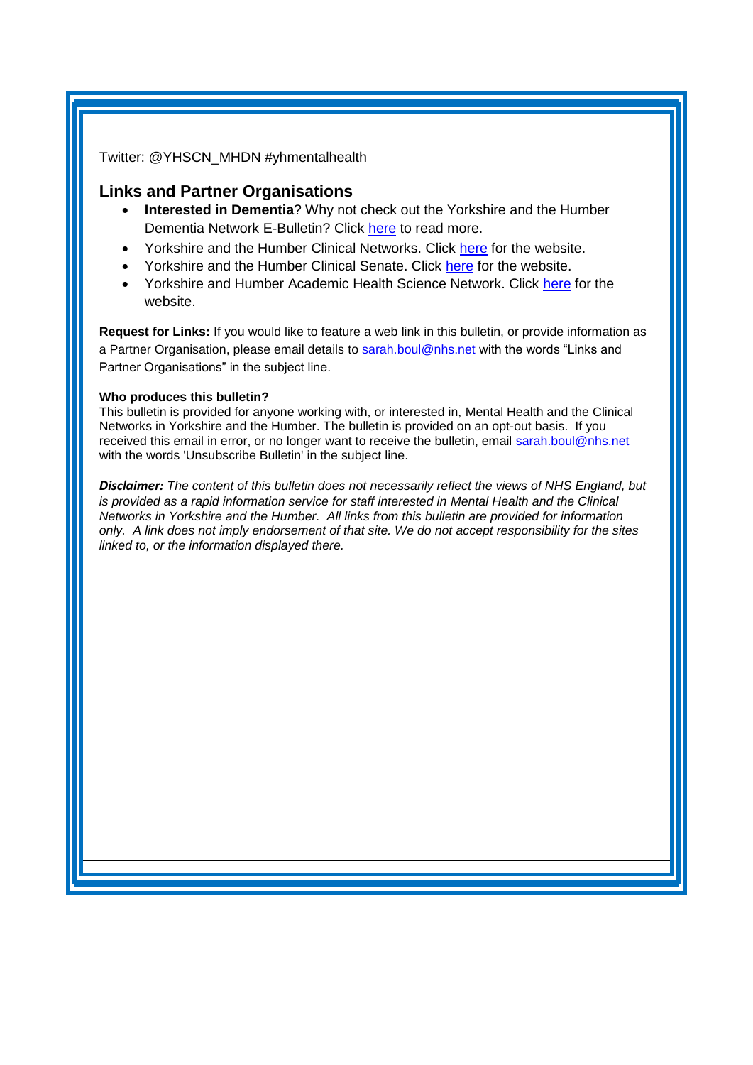Twitter: @YHSCN_MHDN #yhmentalhealth

## Links and Partner Organisations

- **Interested in Dementia**? Why not check out the Yorkshire and the Humber Dementia Network E-Bulletin? Click here to read more.
- Yorkshire and the Humber Clinical Networks. Click here for the website.
- Yorkshire and the Humber Clinical Senate. Click here for the website.
- Yorkshire and Humber Academic Health Science Network. Click here for the website.

**Request for Links:** If you would like to feature a web link in this bulletin, or provide information as a Partner Organisation, please email details to sarah.boul@nhs.net with the words "Links and Partner Organisations" in the subject line.

**Who produces this bulletin?**
This bulletin is provided for anyone working with, or interested in, Mental Health and the Clinical Networks in Yorkshire and the Humber. The bulletin is provided on an opt-out basis. If you received this email in error, or no longer want to receive the bulletin, email sarah.boul@nhs.net with the words 'Unsubscribe Bulletin' in the subject line.

***Disclaimer:*** *The content of this bulletin does not necessarily reflect the views of NHS England, but is provided as a rapid information service for staff interested in Mental Health and the Clinical Networks in Yorkshire and the Humber. All links from this bulletin are provided for information only. A link does not imply endorsement of that site. We do not accept responsibility for the sites linked to, or the information displayed there.*